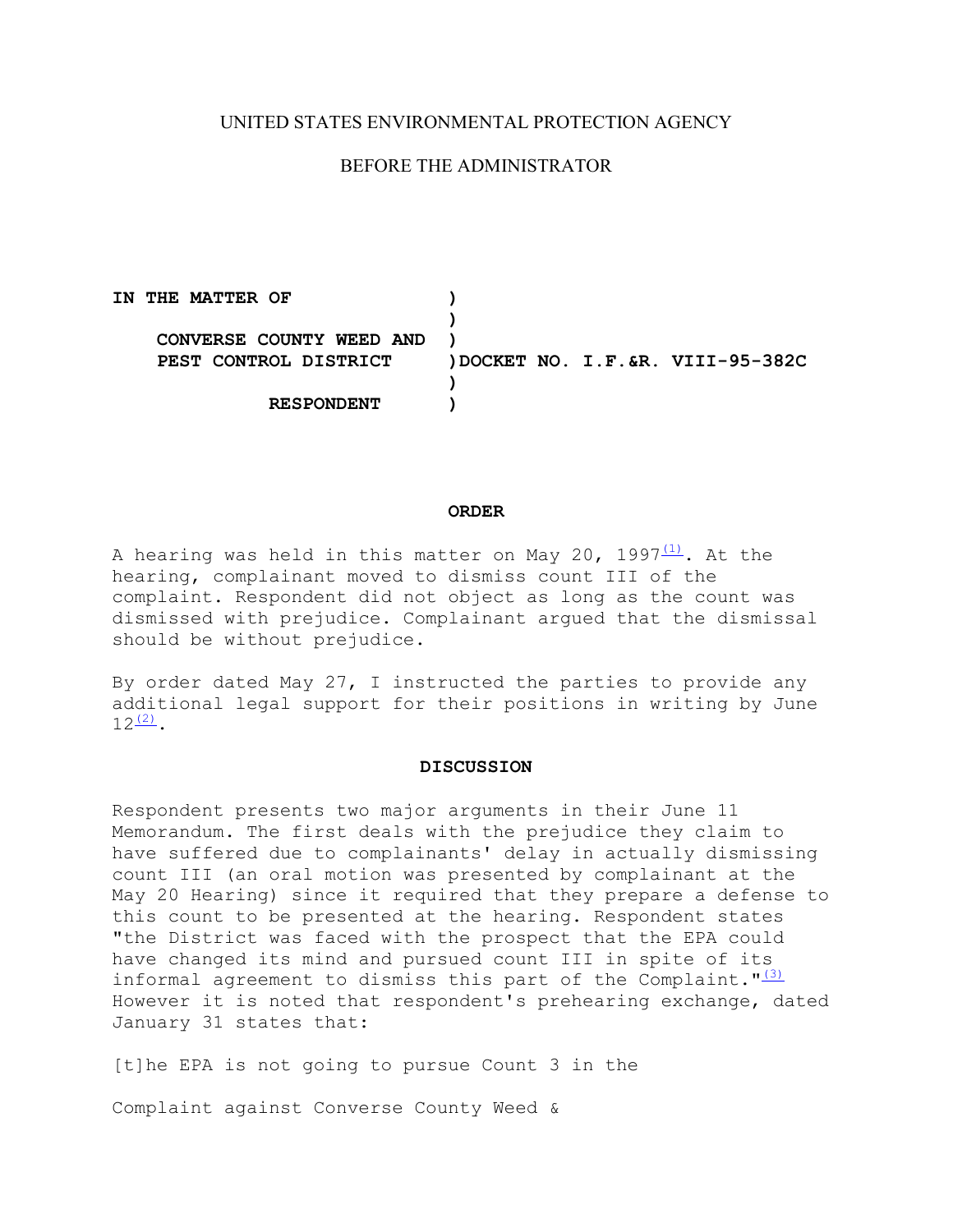UNITED STATES ENVIRONMENTAL PROTECTION AGENCY

BEFORE THE ADMINISTRATOR

```
IN THE MATTER OF              )
                              )
    CONVERSE COUNTY WEED AND  )
    PEST CONTROL DISTRICT     )DOCKET NO. I.F.&R. VIII-95-382C
                              )
             RESPONDENT       )
```

## ORDER

A hearing was held in this matter on May 20, 1997[(1)]. At the hearing, complainant moved to dismiss count III of the complaint. Respondent did not object as long as the count was dismissed with prejudice. Complainant argued that the dismissal should be without prejudice.

By order dated May 27, I instructed the parties to provide any additional legal support for their positions in writing by June 12[(2)].

## DISCUSSION

Respondent presents two major arguments in their June 11 Memorandum. The first deals with the prejudice they claim to have suffered due to complainants' delay in actually dismissing count III (an oral motion was presented by complainant at the May 20 Hearing) since it required that they prepare a defense to this count to be presented at the hearing. Respondent states "the District was faced with the prospect that the EPA could have changed its mind and pursued count III in spite of its informal agreement to dismiss this part of the Complaint."[(3)] However it is noted that respondent's prehearing exchange, dated January 31 states that:

[t]he EPA is not going to pursue Count 3 in the

Complaint against Converse County Weed &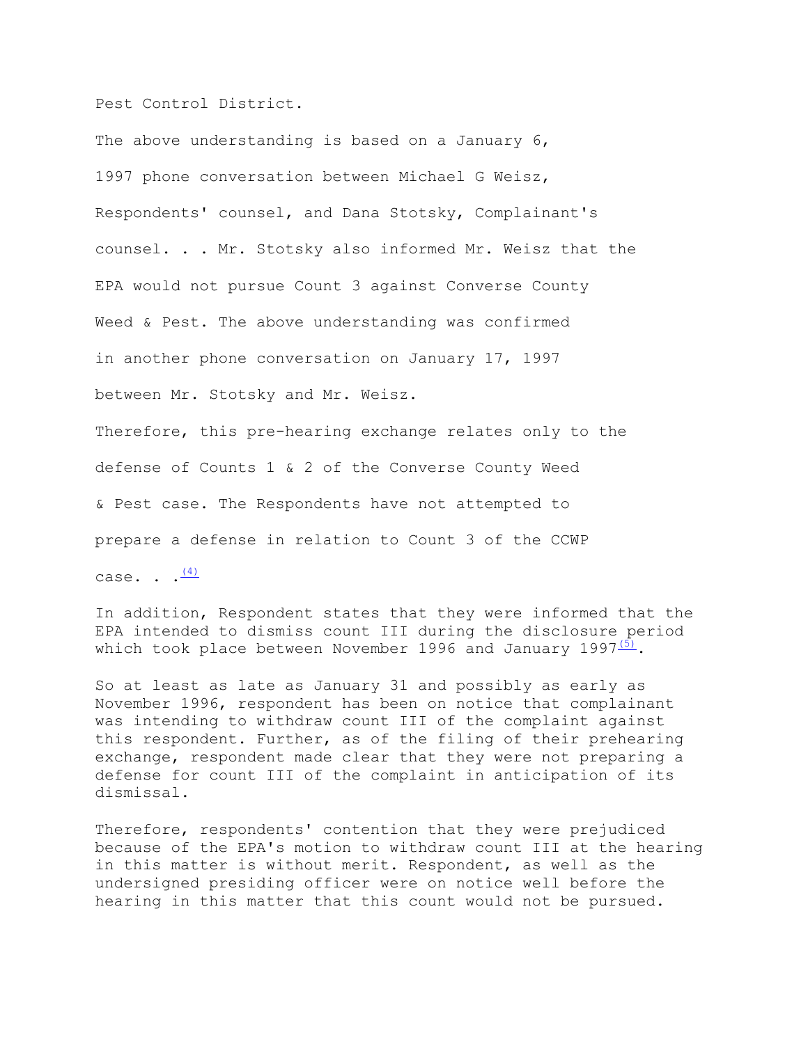Pest Control District.

The above understanding is based on a January 6, 1997 phone conversation between Michael G Weisz, Respondents' counsel, and Dana Stotsky, Complainant's counsel. . . Mr. Stotsky also informed Mr. Weisz that the EPA would not pursue Count 3 against Converse County Weed & Pest. The above understanding was confirmed in another phone conversation on January 17, 1997 between Mr. Stotsky and Mr. Weisz.

Therefore, this pre-hearing exchange relates only to the defense of Counts 1 & 2 of the Converse County Weed & Pest case. The Respondents have not attempted to prepare a defense in relation to Count 3 of the CCWP case. . .[(4)]

In addition, Respondent states that they were informed that the EPA intended to dismiss count III during the disclosure period which took place between November 1996 and January 1997[(5)].

So at least as late as January 31 and possibly as early as November 1996, respondent has been on notice that complainant was intending to withdraw count III of the complaint against this respondent. Further, as of the filing of their prehearing exchange, respondent made clear that they were not preparing a defense for count III of the complaint in anticipation of its dismissal.

Therefore, respondents' contention that they were prejudiced because of the EPA's motion to withdraw count III at the hearing in this matter is without merit. Respondent, as well as the undersigned presiding officer were on notice well before the hearing in this matter that this count would not be pursued.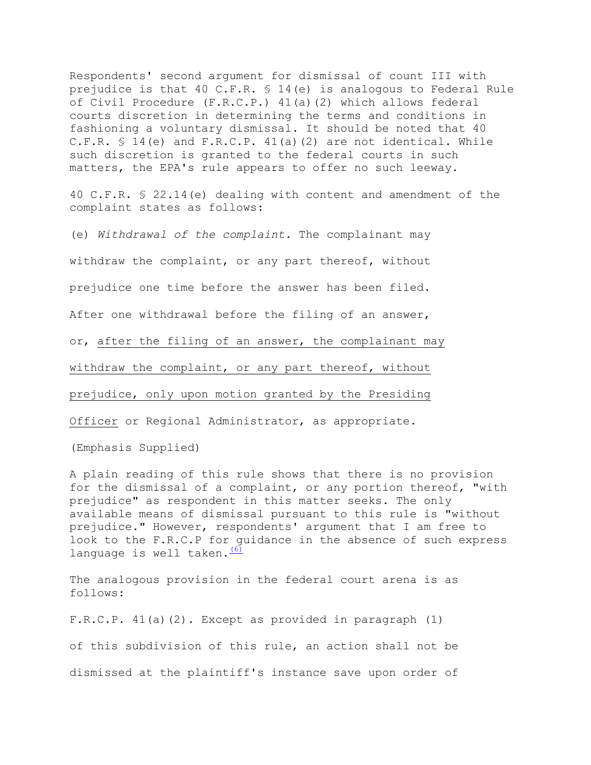Respondents' second argument for dismissal of count III with prejudice is that 40 C.F.R. § 14(e) is analogous to Federal Rule of Civil Procedure (F.R.C.P.) 41(a)(2) which allows federal courts discretion in determining the terms and conditions in fashioning a voluntary dismissal. It should be noted that 40 C.F.R. § 14(e) and F.R.C.P. 41(a)(2) are not identical. While such discretion is granted to the federal courts in such matters, the EPA's rule appears to offer no such leeway.

40 C.F.R. § 22.14(e) dealing with content and amendment of the complaint states as follows:

(e) *Withdrawal of the complaint.* The complainant may withdraw the complaint, or any part thereof, without prejudice one time before the answer has been filed. After one withdrawal before the filing of an answer, or, <u>after the filing of an answer, the complainant may withdraw the complaint, or any part thereof, without prejudice, only upon motion granted by the Presiding Officer</u> or Regional Administrator, as appropriate.

(Emphasis Supplied)

A plain reading of this rule shows that there is no provision for the dismissal of a complaint, or any portion thereof, "with prejudice" as respondent in this matter seeks. The only available means of dismissal pursuant to this rule is "without prejudice." However, respondents' argument that I am free to look to the F.R.C.P for guidance in the absence of such express language is well taken.(6)

The analogous provision in the federal court arena is as follows:

F.R.C.P. 41(a)(2). Except as provided in paragraph (1) of this subdivision of this rule, an action shall not be dismissed at the plaintiff's instance save upon order of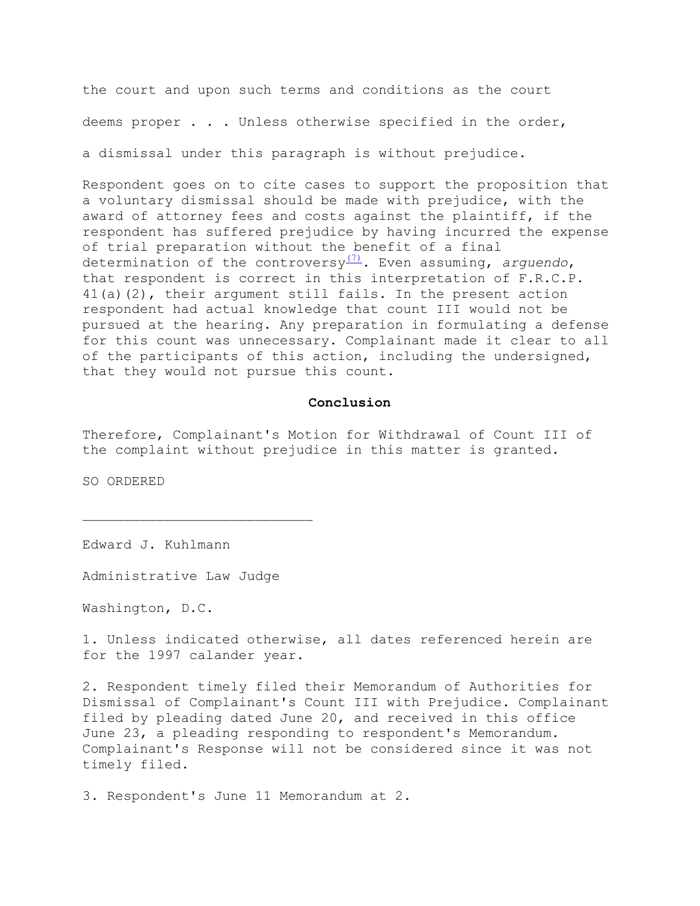the court and upon such terms and conditions as the court

deems proper . . . Unless otherwise specified in the order,

a dismissal under this paragraph is without prejudice.

Respondent goes on to cite cases to support the proposition that a voluntary dismissal should be made with prejudice, with the award of attorney fees and costs against the plaintiff, if the respondent has suffered prejudice by having incurred the expense of trial preparation without the benefit of a final determination of the controversy[7]. Even assuming, *arguendo*, that respondent is correct in this interpretation of F.R.C.P. 41(a)(2), their argument still fails. In the present action respondent had actual knowledge that count III would not be pursued at the hearing. Any preparation in formulating a defense for this count was unnecessary. Complainant made it clear to all of the participants of this action, including the undersigned, that they would not pursue this count.

**Conclusion**

Therefore, Complainant's Motion for Withdrawal of Count III of the complaint without prejudice in this matter is granted.

SO ORDERED

___________________________

Edward J. Kuhlmann

Administrative Law Judge

Washington, D.C.

1. Unless indicated otherwise, all dates referenced herein are for the 1997 calander year.

2. Respondent timely filed their Memorandum of Authorities for Dismissal of Complainant's Count III with Prejudice. Complainant filed by pleading dated June 20, and received in this office June 23, a pleading responding to respondent's Memorandum. Complainant's Response will not be considered since it was not timely filed.

3. Respondent's June 11 Memorandum at 2.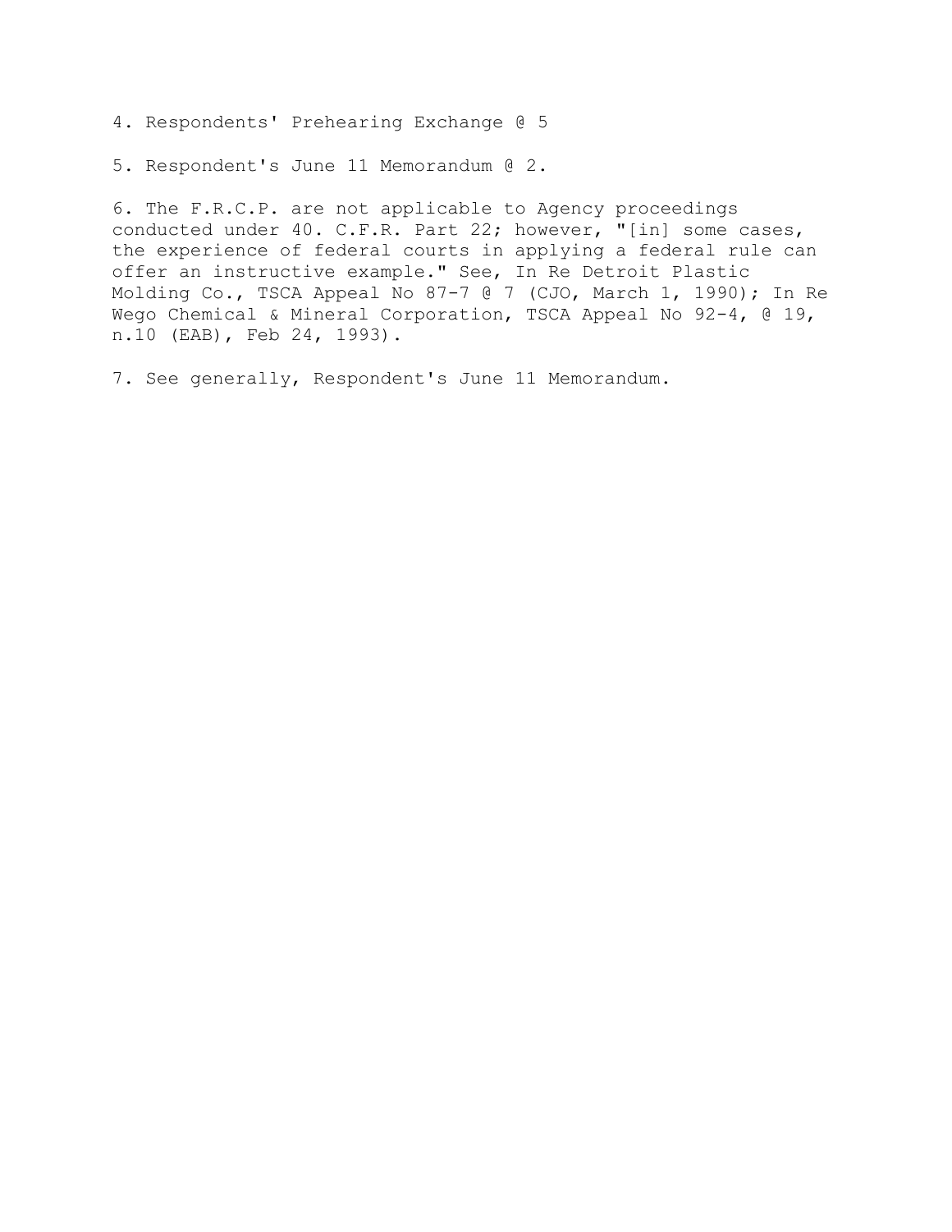4. Respondents' Prehearing Exchange @ 5

5. Respondent's June 11 Memorandum @ 2.

6. The F.R.C.P. are not applicable to Agency proceedings conducted under 40. C.F.R. Part 22; however, "[in] some cases, the experience of federal courts in applying a federal rule can offer an instructive example." See, In Re Detroit Plastic Molding Co., TSCA Appeal No 87-7 @ 7 (CJO, March 1, 1990); In Re Wego Chemical & Mineral Corporation, TSCA Appeal No 92-4, @ 19, n.10 (EAB), Feb 24, 1993).

7. See generally, Respondent's June 11 Memorandum.